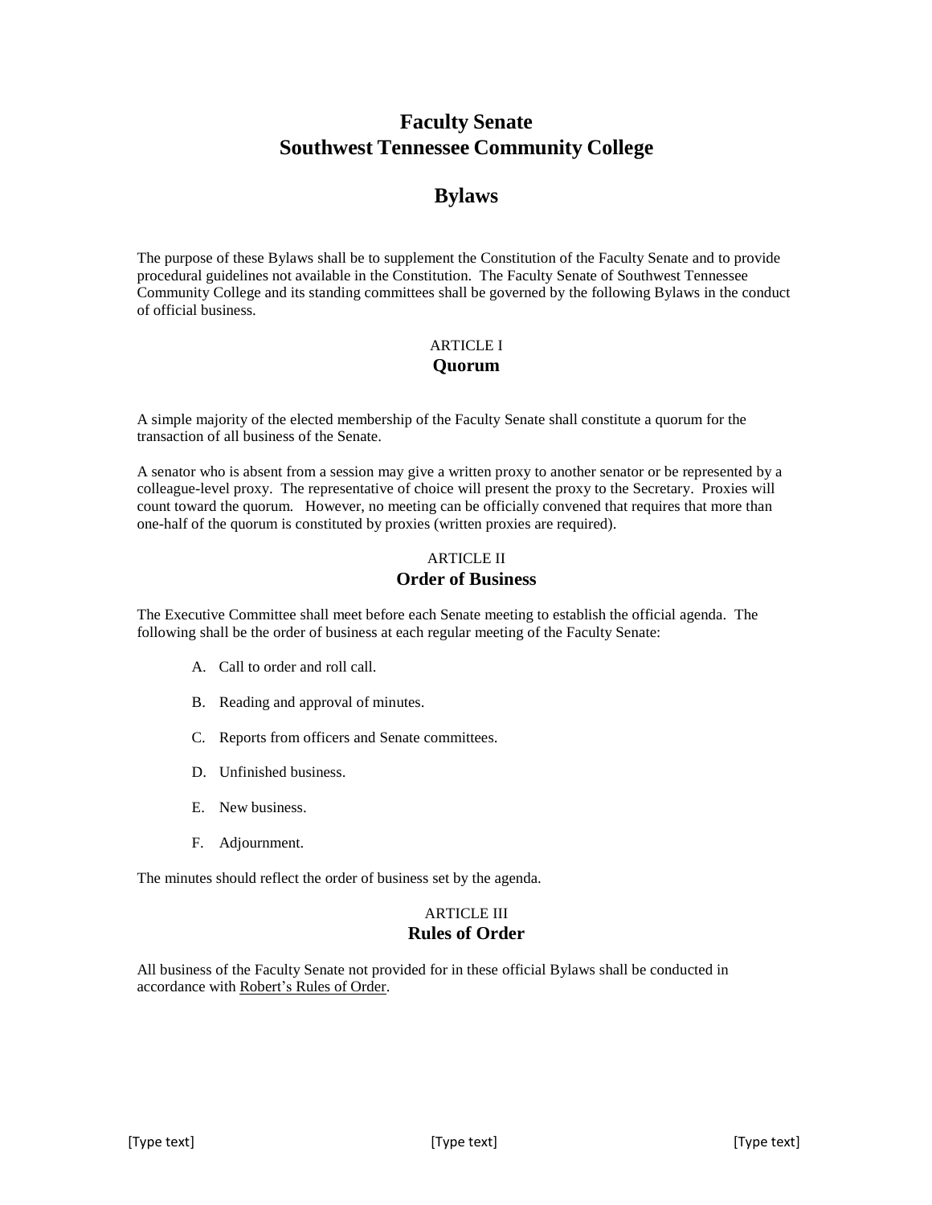# Faculty Senate
# Southwest Tennessee Community College

## Bylaws

The purpose of these Bylaws shall be to supplement the Constitution of the Faculty Senate and to provide procedural guidelines not available in the Constitution. The Faculty Senate of Southwest Tennessee Community College and its standing committees shall be governed by the following Bylaws in the conduct of official business.

### ARTICLE I
### Quorum

A simple majority of the elected membership of the Faculty Senate shall constitute a quorum for the transaction of all business of the Senate.

A senator who is absent from a session may give a written proxy to another senator or be represented by a colleague-level proxy. The representative of choice will present the proxy to the Secretary. Proxies will count toward the quorum. However, no meeting can be officially convened that requires that more than one-half of the quorum is constituted by proxies (written proxies are required).

### ARTICLE II
### Order of Business

The Executive Committee shall meet before each Senate meeting to establish the official agenda. The following shall be the order of business at each regular meeting of the Faculty Senate:

A. Call to order and roll call.

B. Reading and approval of minutes.

C. Reports from officers and Senate committees.

D. Unfinished business.

E. New business.

F. Adjournment.

The minutes should reflect the order of business set by the agenda.

### ARTICLE III
### Rules of Order

All business of the Faculty Senate not provided for in these official Bylaws shall be conducted in accordance with Robert's Rules of Order.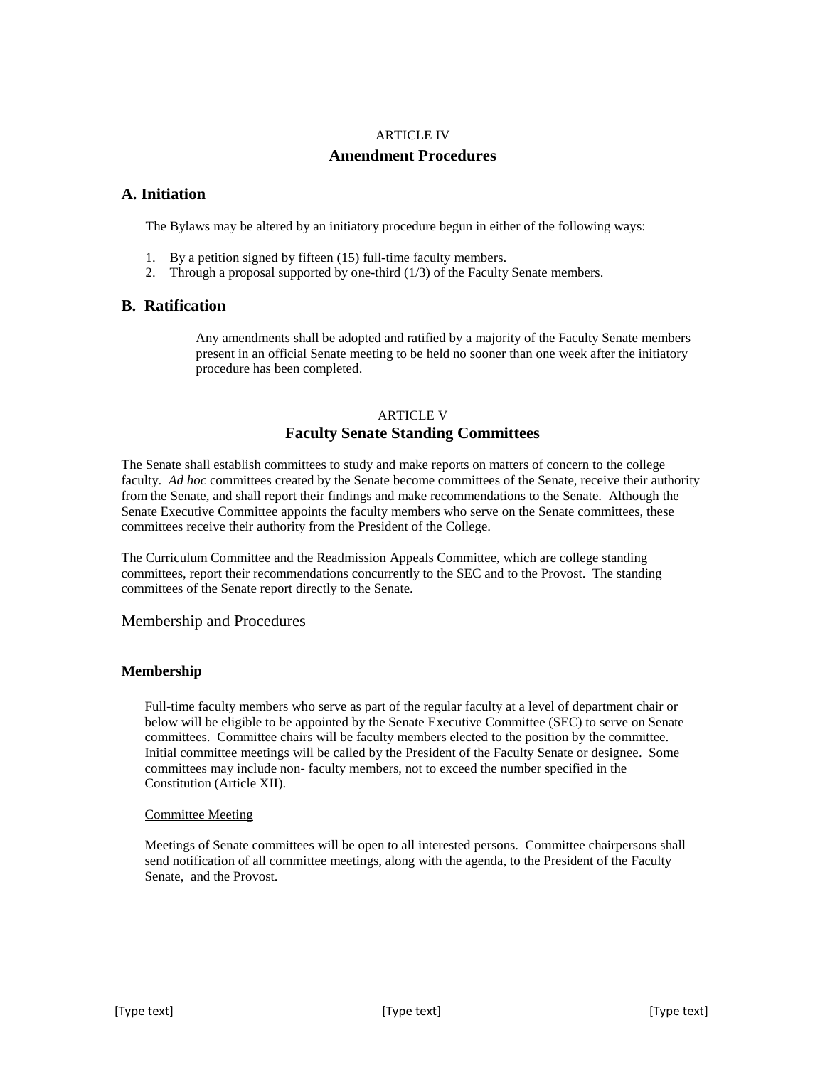ARTICLE IV

## Amendment Procedures

### A. Initiation

The Bylaws may be altered by an initiatory procedure begun in either of the following ways:

1. By a petition signed by fifteen (15) full-time faculty members.
2. Through a proposal supported by one-third (1/3) of the Faculty Senate members.

### B. Ratification

Any amendments shall be adopted and ratified by a majority of the Faculty Senate members present in an official Senate meeting to be held no sooner than one week after the initiatory procedure has been completed.

ARTICLE V

## Faculty Senate Standing Committees

The Senate shall establish committees to study and make reports on matters of concern to the college faculty. *Ad hoc* committees created by the Senate become committees of the Senate, receive their authority from the Senate, and shall report their findings and make recommendations to the Senate. Although the Senate Executive Committee appoints the faculty members who serve on the Senate committees, these committees receive their authority from the President of the College.

The Curriculum Committee and the Readmission Appeals Committee, which are college standing committees, report their recommendations concurrently to the SEC and to the Provost. The standing committees of the Senate report directly to the Senate.

Membership and Procedures

### Membership

Full-time faculty members who serve as part of the regular faculty at a level of department chair or below will be eligible to be appointed by the Senate Executive Committee (SEC) to serve on Senate committees. Committee chairs will be faculty members elected to the position by the committee. Initial committee meetings will be called by the President of the Faculty Senate or designee. Some committees may include non- faculty members, not to exceed the number specified in the Constitution (Article XII).

Committee Meeting

Meetings of Senate committees will be open to all interested persons. Committee chairpersons shall send notification of all committee meetings, along with the agenda, to the President of the Faculty Senate, and the Provost.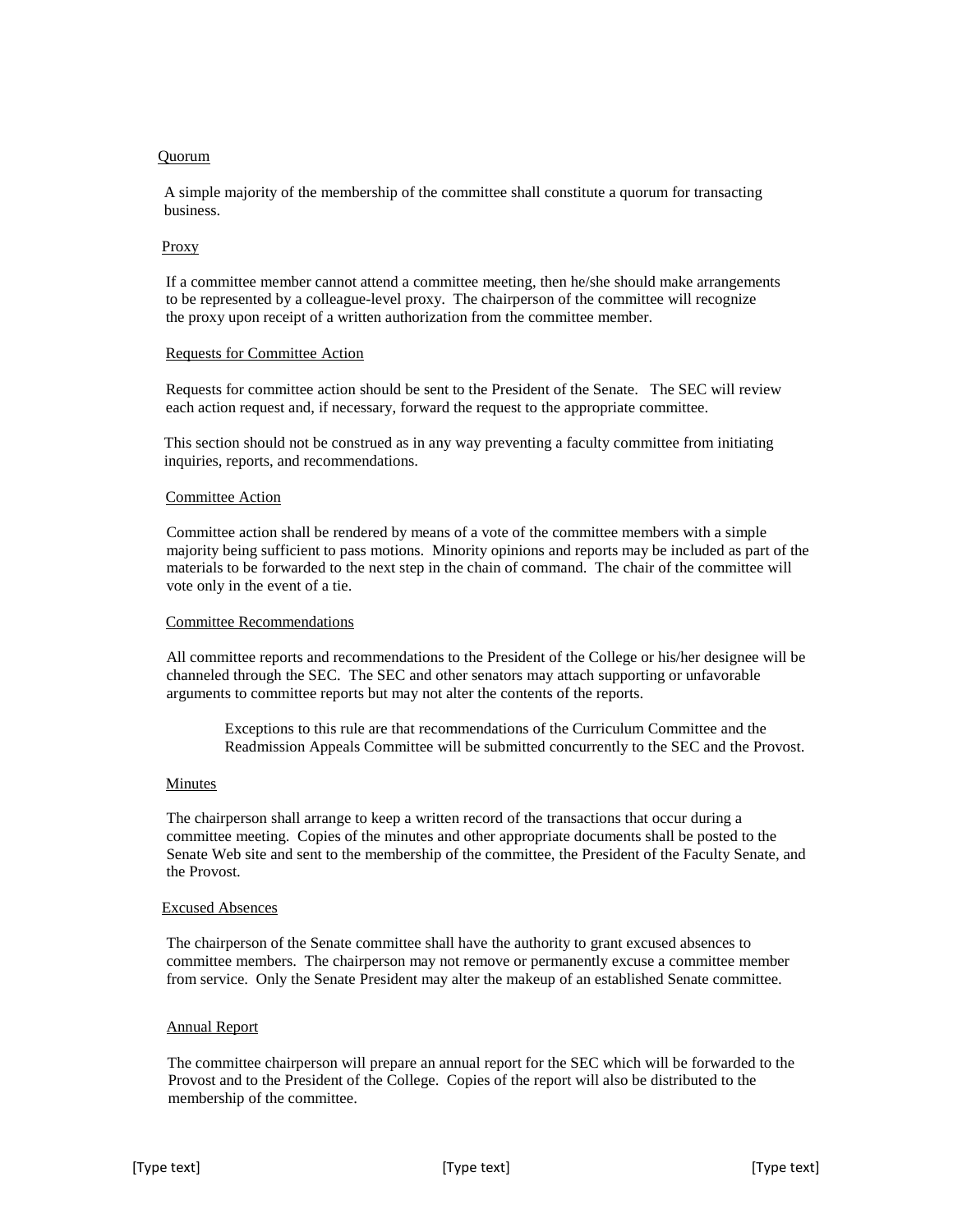<u>Quorum</u>

A simple majority of the membership of the committee shall constitute a quorum for transacting business.

<u>Proxy</u>

If a committee member cannot attend a committee meeting, then he/she should make arrangements to be represented by a colleague-level proxy. The chairperson of the committee will recognize the proxy upon receipt of a written authorization from the committee member.

<u>Requests for Committee Action</u>

Requests for committee action should be sent to the President of the Senate. The SEC will review each action request and, if necessary, forward the request to the appropriate committee.

This section should not be construed as in any way preventing a faculty committee from initiating inquiries, reports, and recommendations.

<u>Committee Action</u>

Committee action shall be rendered by means of a vote of the committee members with a simple majority being sufficient to pass motions. Minority opinions and reports may be included as part of the materials to be forwarded to the next step in the chain of command. The chair of the committee will vote only in the event of a tie.

<u>Committee Recommendations</u>

All committee reports and recommendations to the President of the College or his/her designee will be channeled through the SEC. The SEC and other senators may attach supporting or unfavorable arguments to committee reports but may not alter the contents of the reports.

> Exceptions to this rule are that recommendations of the Curriculum Committee and the Readmission Appeals Committee will be submitted concurrently to the SEC and the Provost.

<u>Minutes</u>

The chairperson shall arrange to keep a written record of the transactions that occur during a committee meeting. Copies of the minutes and other appropriate documents shall be posted to the Senate Web site and sent to the membership of the committee, the President of the Faculty Senate, and the Provost.

<u>Excused Absences</u>

The chairperson of the Senate committee shall have the authority to grant excused absences to committee members. The chairperson may not remove or permanently excuse a committee member from service. Only the Senate President may alter the makeup of an established Senate committee.

<u>Annual Report</u>

The committee chairperson will prepare an annual report for the SEC which will be forwarded to the Provost and to the President of the College. Copies of the report will also be distributed to the membership of the committee.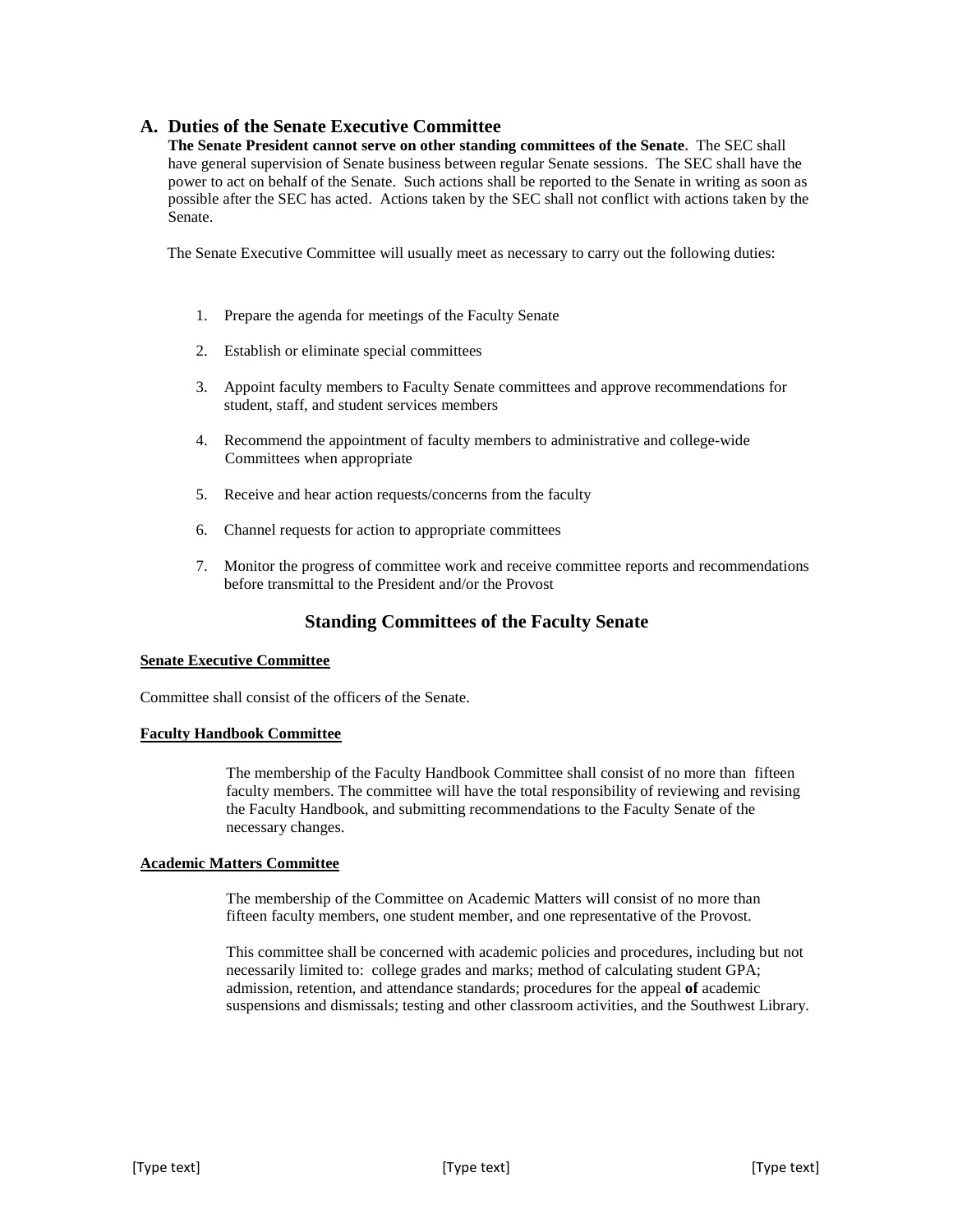## A. Duties of the Senate Executive Committee

**The Senate President cannot serve on other standing committees of the Senate.** The SEC shall have general supervision of Senate business between regular Senate sessions. The SEC shall have the power to act on behalf of the Senate. Such actions shall be reported to the Senate in writing as soon as possible after the SEC has acted. Actions taken by the SEC shall not conflict with actions taken by the Senate.

The Senate Executive Committee will usually meet as necessary to carry out the following duties:

1. Prepare the agenda for meetings of the Faculty Senate
2. Establish or eliminate special committees
3. Appoint faculty members to Faculty Senate committees and approve recommendations for student, staff, and student services members
4. Recommend the appointment of faculty members to administrative and college-wide Committees when appropriate
5. Receive and hear action requests/concerns from the faculty
6. Channel requests for action to appropriate committees
7. Monitor the progress of committee work and receive committee reports and recommendations before transmittal to the President and/or the Provost

## Standing Committees of the Faculty Senate

**Senate Executive Committee**

Committee shall consist of the officers of the Senate.

**Faculty Handbook Committee**

The membership of the Faculty Handbook Committee shall consist of no more than fifteen faculty members. The committee will have the total responsibility of reviewing and revising the Faculty Handbook, and submitting recommendations to the Faculty Senate of the necessary changes.

**Academic Matters Committee**

The membership of the Committee on Academic Matters will consist of no more than fifteen faculty members, one student member, and one representative of the Provost.

This committee shall be concerned with academic policies and procedures, including but not necessarily limited to: college grades and marks; method of calculating student GPA; admission, retention, and attendance standards; procedures for the appeal **of** academic suspensions and dismissals; testing and other classroom activities, and the Southwest Library.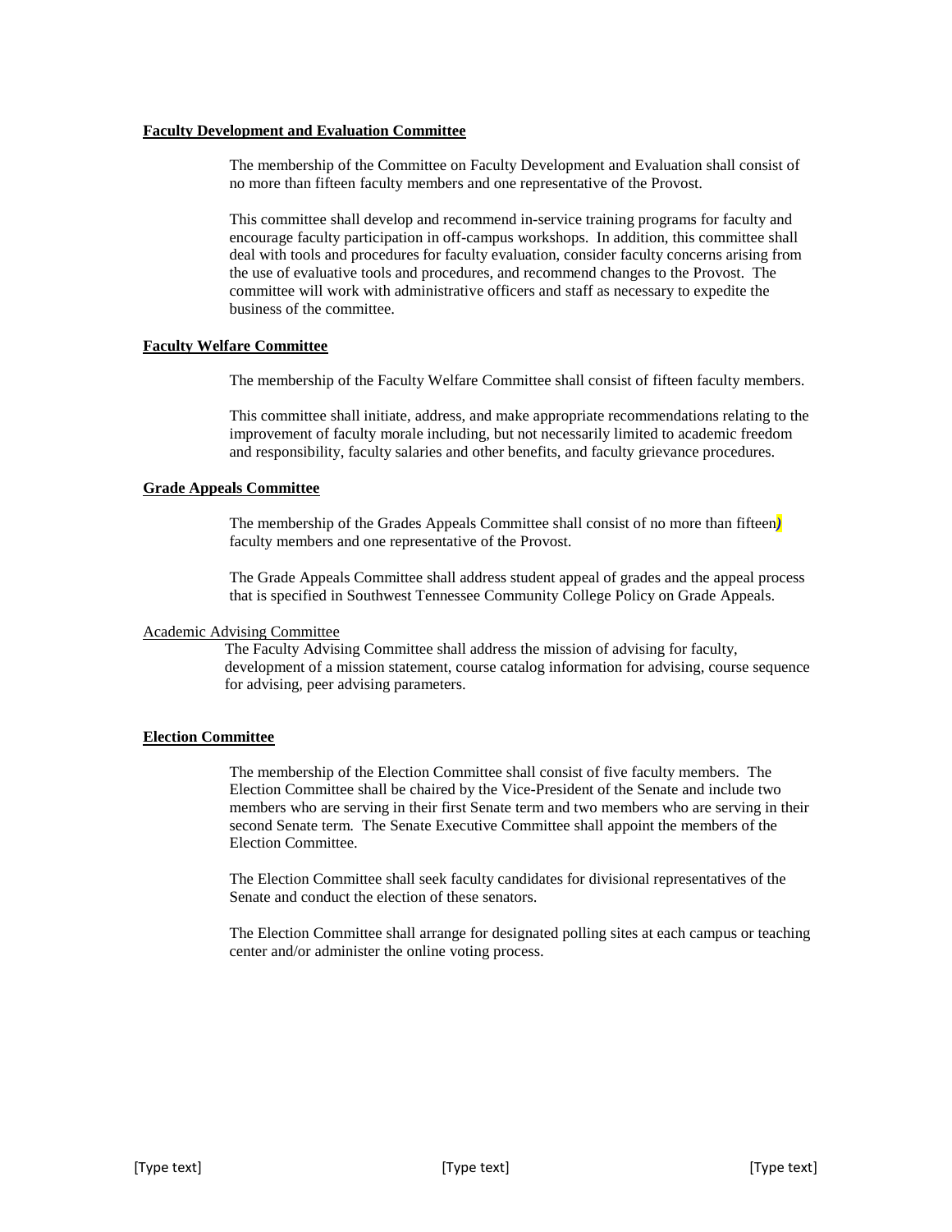**Faculty Development and Evaluation Committee**

The membership of the Committee on Faculty Development and Evaluation shall consist of no more than fifteen faculty members and one representative of the Provost.

This committee shall develop and recommend in-service training programs for faculty and encourage faculty participation in off-campus workshops. In addition, this committee shall deal with tools and procedures for faculty evaluation, consider faculty concerns arising from the use of evaluative tools and procedures, and recommend changes to the Provost. The committee will work with administrative officers and staff as necessary to expedite the business of the committee.

**Faculty Welfare Committee**

The membership of the Faculty Welfare Committee shall consist of fifteen faculty members.

This committee shall initiate, address, and make appropriate recommendations relating to the improvement of faculty morale including, but not necessarily limited to academic freedom and responsibility, faculty salaries and other benefits, and faculty grievance procedures.

**Grade Appeals Committee**

The membership of the Grades Appeals Committee shall consist of no more than fifteen) faculty members and one representative of the Provost.

The Grade Appeals Committee shall address student appeal of grades and the appeal process that is specified in Southwest Tennessee Community College Policy on Grade Appeals.

Academic Advising Committee

The Faculty Advising Committee shall address the mission of advising for faculty, development of a mission statement, course catalog information for advising, course sequence for advising, peer advising parameters.

**Election Committee**

The membership of the Election Committee shall consist of five faculty members. The Election Committee shall be chaired by the Vice-President of the Senate and include two members who are serving in their first Senate term and two members who are serving in their second Senate term. The Senate Executive Committee shall appoint the members of the Election Committee.

The Election Committee shall seek faculty candidates for divisional representatives of the Senate and conduct the election of these senators.

The Election Committee shall arrange for designated polling sites at each campus or teaching center and/or administer the online voting process.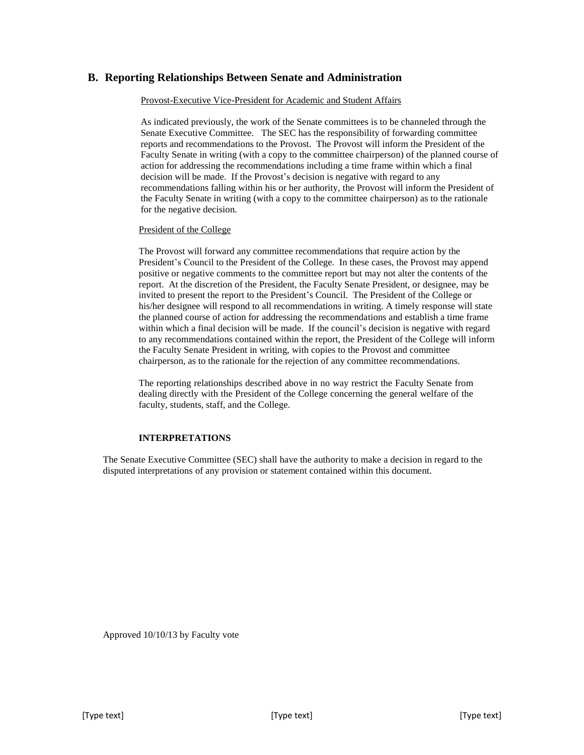## B. Reporting Relationships Between Senate and Administration

Provost-Executive Vice-President for Academic and Student Affairs

As indicated previously, the work of the Senate committees is to be channeled through the Senate Executive Committee. The SEC has the responsibility of forwarding committee reports and recommendations to the Provost. The Provost will inform the President of the Faculty Senate in writing (with a copy to the committee chairperson) of the planned course of action for addressing the recommendations including a time frame within which a final decision will be made. If the Provost's decision is negative with regard to any recommendations falling within his or her authority, the Provost will inform the President of the Faculty Senate in writing (with a copy to the committee chairperson) as to the rationale for the negative decision.

President of the College

The Provost will forward any committee recommendations that require action by the President's Council to the President of the College. In these cases, the Provost may append positive or negative comments to the committee report but may not alter the contents of the report. At the discretion of the President, the Faculty Senate President, or designee, may be invited to present the report to the President's Council. The President of the College or his/her designee will respond to all recommendations in writing. A timely response will state the planned course of action for addressing the recommendations and establish a time frame within which a final decision will be made. If the council's decision is negative with regard to any recommendations contained within the report, the President of the College will inform the Faculty Senate President in writing, with copies to the Provost and committee chairperson, as to the rationale for the rejection of any committee recommendations.

The reporting relationships described above in no way restrict the Faculty Senate from dealing directly with the President of the College concerning the general welfare of the faculty, students, staff, and the College.

**INTERPRETATIONS**

The Senate Executive Committee (SEC) shall have the authority to make a decision in regard to the disputed interpretations of any provision or statement contained within this document.

Approved 10/10/13 by Faculty vote